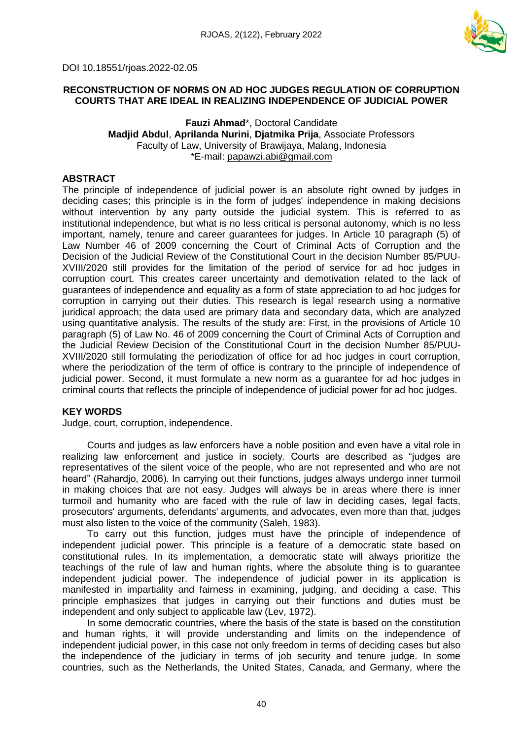DOI 10.18551/rjoas.2022-02.05

# RECONSTRUCTION OF NORMS ON AD HOC JUDGES REGULATION OF CORRUPTION COURTS THAT ARE IDEAL IN REALIZING INDEPENDENCE OF JUDICIAL POWER

**Fauzi Ahmad***, Doctoral Candidate
**Madjid Abdul**, **Aprilanda Nurini**, **Djatmika Prija**, Associate Professors
Faculty of Law, University of Brawijaya, Malang, Indonesia
*E-mail: papawzi.abi@gmail.com

## ABSTRACT

The principle of independence of judicial power is an absolute right owned by judges in deciding cases; this principle is in the form of judges' independence in making decisions without intervention by any party outside the judicial system. This is referred to as institutional independence, but what is no less critical is personal autonomy, which is no less important, namely, tenure and career guarantees for judges. In Article 10 paragraph (5) of Law Number 46 of 2009 concerning the Court of Criminal Acts of Corruption and the Decision of the Judicial Review of the Constitutional Court in the decision Number 85/PUU-XVIII/2020 still provides for the limitation of the period of service for ad hoc judges in corruption court. This creates career uncertainty and demotivation related to the lack of guarantees of independence and equality as a form of state appreciation to ad hoc judges for corruption in carrying out their duties. This research is legal research using a normative juridical approach; the data used are primary data and secondary data, which are analyzed using quantitative analysis. The results of the study are: First, in the provisions of Article 10 paragraph (5) of Law No. 46 of 2009 concerning the Court of Criminal Acts of Corruption and the Judicial Review Decision of the Constitutional Court in the decision Number 85/PUU-XVIII/2020 still formulating the periodization of office for ad hoc judges in court corruption, where the periodization of the term of office is contrary to the principle of independence of judicial power. Second, it must formulate a new norm as a guarantee for ad hoc judges in criminal courts that reflects the principle of independence of judicial power for ad hoc judges.

## KEY WORDS

Judge, court, corruption, independence.

Courts and judges as law enforcers have a noble position and even have a vital role in realizing law enforcement and justice in society. Courts are described as "judges are representatives of the silent voice of the people, who are not represented and who are not heard" (Rahardjo, 2006). In carrying out their functions, judges always undergo inner turmoil in making choices that are not easy. Judges will always be in areas where there is inner turmoil and humanity who are faced with the rule of law in deciding cases, legal facts, prosecutors' arguments, defendants' arguments, and advocates, even more than that, judges must also listen to the voice of the community (Saleh, 1983).

To carry out this function, judges must have the principle of independence of independent judicial power. This principle is a feature of a democratic state based on constitutional rules. In its implementation, a democratic state will always prioritize the teachings of the rule of law and human rights, where the absolute thing is to guarantee independent judicial power. The independence of judicial power in its application is manifested in impartiality and fairness in examining, judging, and deciding a case. This principle emphasizes that judges in carrying out their functions and duties must be independent and only subject to applicable law (Lev, 1972).

In some democratic countries, where the basis of the state is based on the constitution and human rights, it will provide understanding and limits on the independence of independent judicial power, in this case not only freedom in terms of deciding cases but also the independence of the judiciary in terms of job security and tenure judge. In some countries, such as the Netherlands, the United States, Canada, and Germany, where the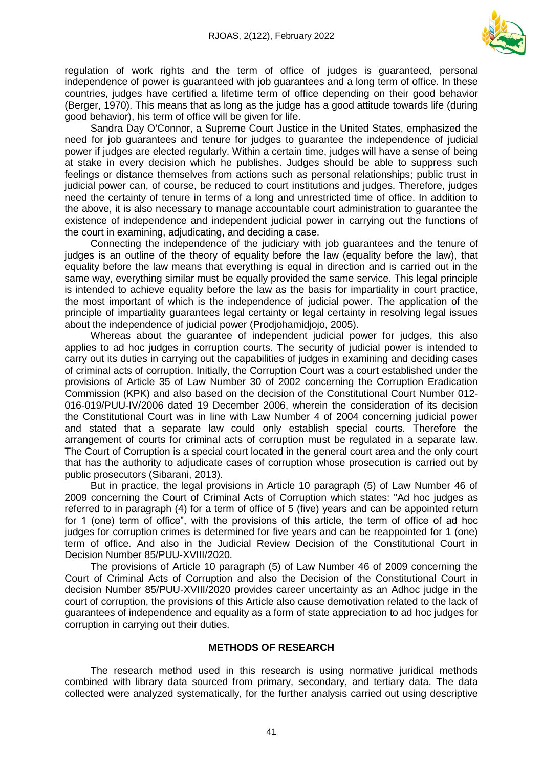regulation of work rights and the term of office of judges is guaranteed, personal independence of power is guaranteed with job guarantees and a long term of office. In these countries, judges have certified a lifetime term of office depending on their good behavior (Berger, 1970). This means that as long as the judge has a good attitude towards life (during good behavior), his term of office will be given for life.

Sandra Day O'Connor, a Supreme Court Justice in the United States, emphasized the need for job guarantees and tenure for judges to guarantee the independence of judicial power if judges are elected regularly. Within a certain time, judges will have a sense of being at stake in every decision which he publishes. Judges should be able to suppress such feelings or distance themselves from actions such as personal relationships; public trust in judicial power can, of course, be reduced to court institutions and judges. Therefore, judges need the certainty of tenure in terms of a long and unrestricted time of office. In addition to the above, it is also necessary to manage accountable court administration to guarantee the existence of independence and independent judicial power in carrying out the functions of the court in examining, adjudicating, and deciding a case.

Connecting the independence of the judiciary with job guarantees and the tenure of judges is an outline of the theory of equality before the law (equality before the law), that equality before the law means that everything is equal in direction and is carried out in the same way, everything similar must be equally provided the same service. This legal principle is intended to achieve equality before the law as the basis for impartiality in court practice, the most important of which is the independence of judicial power. The application of the principle of impartiality guarantees legal certainty or legal certainty in resolving legal issues about the independence of judicial power (Prodjohamidjojo, 2005).

Whereas about the guarantee of independent judicial power for judges, this also applies to ad hoc judges in corruption courts. The security of judicial power is intended to carry out its duties in carrying out the capabilities of judges in examining and deciding cases of criminal acts of corruption. Initially, the Corruption Court was a court established under the provisions of Article 35 of Law Number 30 of 2002 concerning the Corruption Eradication Commission (KPK) and also based on the decision of the Constitutional Court Number 012-016-019/PUU-IV/2006 dated 19 December 2006, wherein the consideration of its decision the Constitutional Court was in line with Law Number 4 of 2004 concerning judicial power and stated that a separate law could only establish special courts. Therefore the arrangement of courts for criminal acts of corruption must be regulated in a separate law. The Court of Corruption is a special court located in the general court area and the only court that has the authority to adjudicate cases of corruption whose prosecution is carried out by public prosecutors (Sibarani, 2013).

But in practice, the legal provisions in Article 10 paragraph (5) of Law Number 46 of 2009 concerning the Court of Criminal Acts of Corruption which states: "Ad hoc judges as referred to in paragraph (4) for a term of office of 5 (five) years and can be appointed return for 1 (one) term of office", with the provisions of this article, the term of office of ad hoc judges for corruption crimes is determined for five years and can be reappointed for 1 (one) term of office. And also in the Judicial Review Decision of the Constitutional Court in Decision Number 85/PUU-XVIII/2020.

The provisions of Article 10 paragraph (5) of Law Number 46 of 2009 concerning the Court of Criminal Acts of Corruption and also the Decision of the Constitutional Court in decision Number 85/PUU-XVIII/2020 provides career uncertainty as an Adhoc judge in the court of corruption, the provisions of this Article also cause demotivation related to the lack of guarantees of independence and equality as a form of state appreciation to ad hoc judges for corruption in carrying out their duties.

## METHODS OF RESEARCH

The research method used in this research is using normative juridical methods combined with library data sourced from primary, secondary, and tertiary data. The data collected were analyzed systematically, for the further analysis carried out using descriptive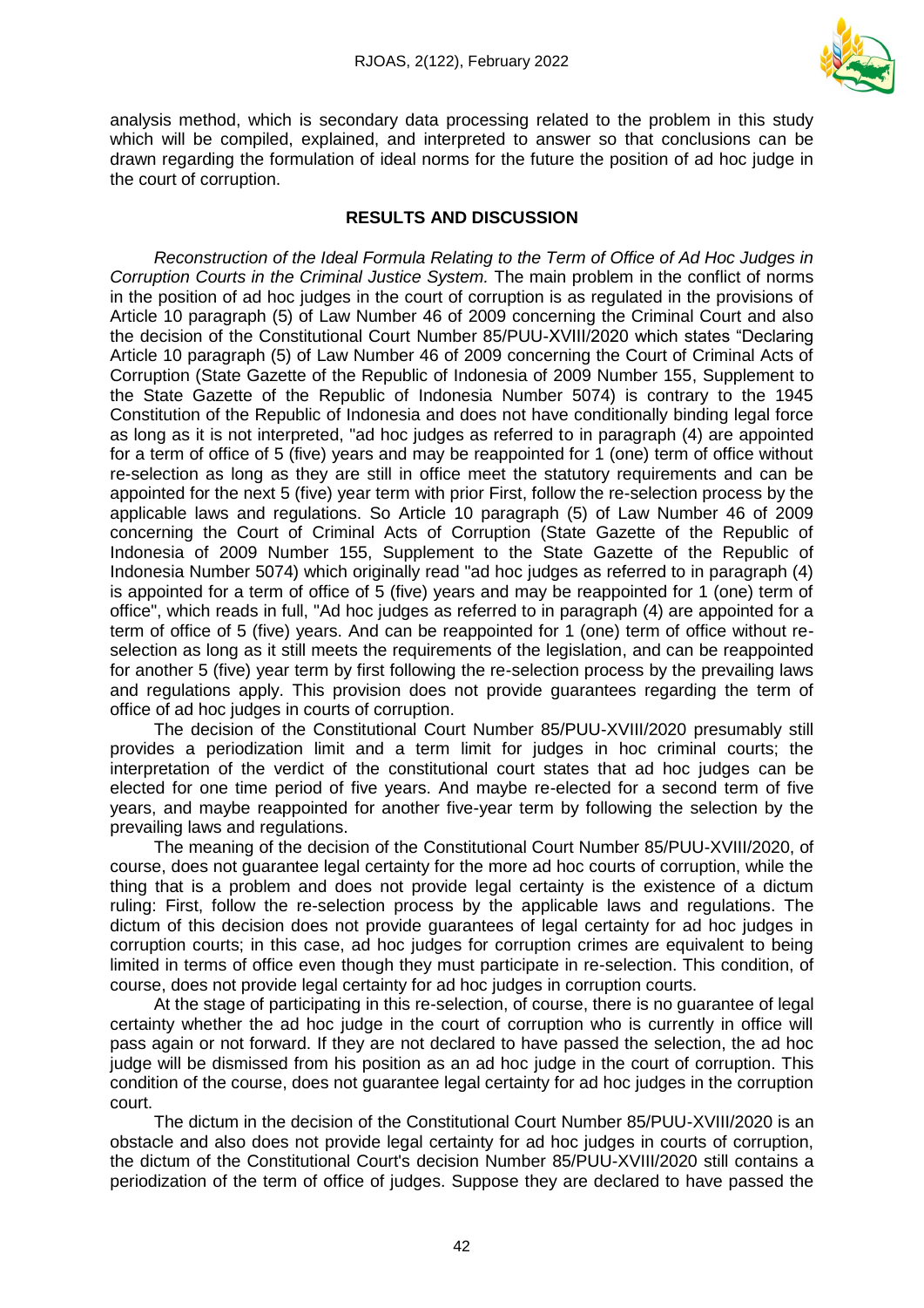analysis method, which is secondary data processing related to the problem in this study which will be compiled, explained, and interpreted to answer so that conclusions can be drawn regarding the formulation of ideal norms for the future the position of ad hoc judge in the court of corruption.

## RESULTS AND DISCUSSION

*Reconstruction of the Ideal Formula Relating to the Term of Office of Ad Hoc Judges in Corruption Courts in the Criminal Justice System.* The main problem in the conflict of norms in the position of ad hoc judges in the court of corruption is as regulated in the provisions of Article 10 paragraph (5) of Law Number 46 of 2009 concerning the Criminal Court and also the decision of the Constitutional Court Number 85/PUU-XVIII/2020 which states "Declaring Article 10 paragraph (5) of Law Number 46 of 2009 concerning the Court of Criminal Acts of Corruption (State Gazette of the Republic of Indonesia of 2009 Number 155, Supplement to the State Gazette of the Republic of Indonesia Number 5074) is contrary to the 1945 Constitution of the Republic of Indonesia and does not have conditionally binding legal force as long as it is not interpreted, "ad hoc judges as referred to in paragraph (4) are appointed for a term of office of 5 (five) years and may be reappointed for 1 (one) term of office without re-selection as long as they are still in office meet the statutory requirements and can be appointed for the next 5 (five) year term with prior First, follow the re-selection process by the applicable laws and regulations. So Article 10 paragraph (5) of Law Number 46 of 2009 concerning the Court of Criminal Acts of Corruption (State Gazette of the Republic of Indonesia of 2009 Number 155, Supplement to the State Gazette of the Republic of Indonesia Number 5074) which originally read "ad hoc judges as referred to in paragraph (4) is appointed for a term of office of 5 (five) years and may be reappointed for 1 (one) term of office", which reads in full, "Ad hoc judges as referred to in paragraph (4) are appointed for a term of office of 5 (five) years. And can be reappointed for 1 (one) term of office without re-selection as long as it still meets the requirements of the legislation, and can be reappointed for another 5 (five) year term by first following the re-selection process by the prevailing laws and regulations apply. This provision does not provide guarantees regarding the term of office of ad hoc judges in courts of corruption.

The decision of the Constitutional Court Number 85/PUU-XVIII/2020 presumably still provides a periodization limit and a term limit for judges in hoc criminal courts; the interpretation of the verdict of the constitutional court states that ad hoc judges can be elected for one time period of five years. And maybe re-elected for a second term of five years, and maybe reappointed for another five-year term by following the selection by the prevailing laws and regulations.

The meaning of the decision of the Constitutional Court Number 85/PUU-XVIII/2020, of course, does not guarantee legal certainty for the more ad hoc courts of corruption, while the thing that is a problem and does not provide legal certainty is the existence of a dictum ruling: First, follow the re-selection process by the applicable laws and regulations. The dictum of this decision does not provide guarantees of legal certainty for ad hoc judges in corruption courts; in this case, ad hoc judges for corruption crimes are equivalent to being limited in terms of office even though they must participate in re-selection. This condition, of course, does not provide legal certainty for ad hoc judges in corruption courts.

At the stage of participating in this re-selection, of course, there is no guarantee of legal certainty whether the ad hoc judge in the court of corruption who is currently in office will pass again or not forward. If they are not declared to have passed the selection, the ad hoc judge will be dismissed from his position as an ad hoc judge in the court of corruption. This condition of the course, does not guarantee legal certainty for ad hoc judges in the corruption court.

The dictum in the decision of the Constitutional Court Number 85/PUU-XVIII/2020 is an obstacle and also does not provide legal certainty for ad hoc judges in courts of corruption, the dictum of the Constitutional Court's decision Number 85/PUU-XVIII/2020 still contains a periodization of the term of office of judges. Suppose they are declared to have passed the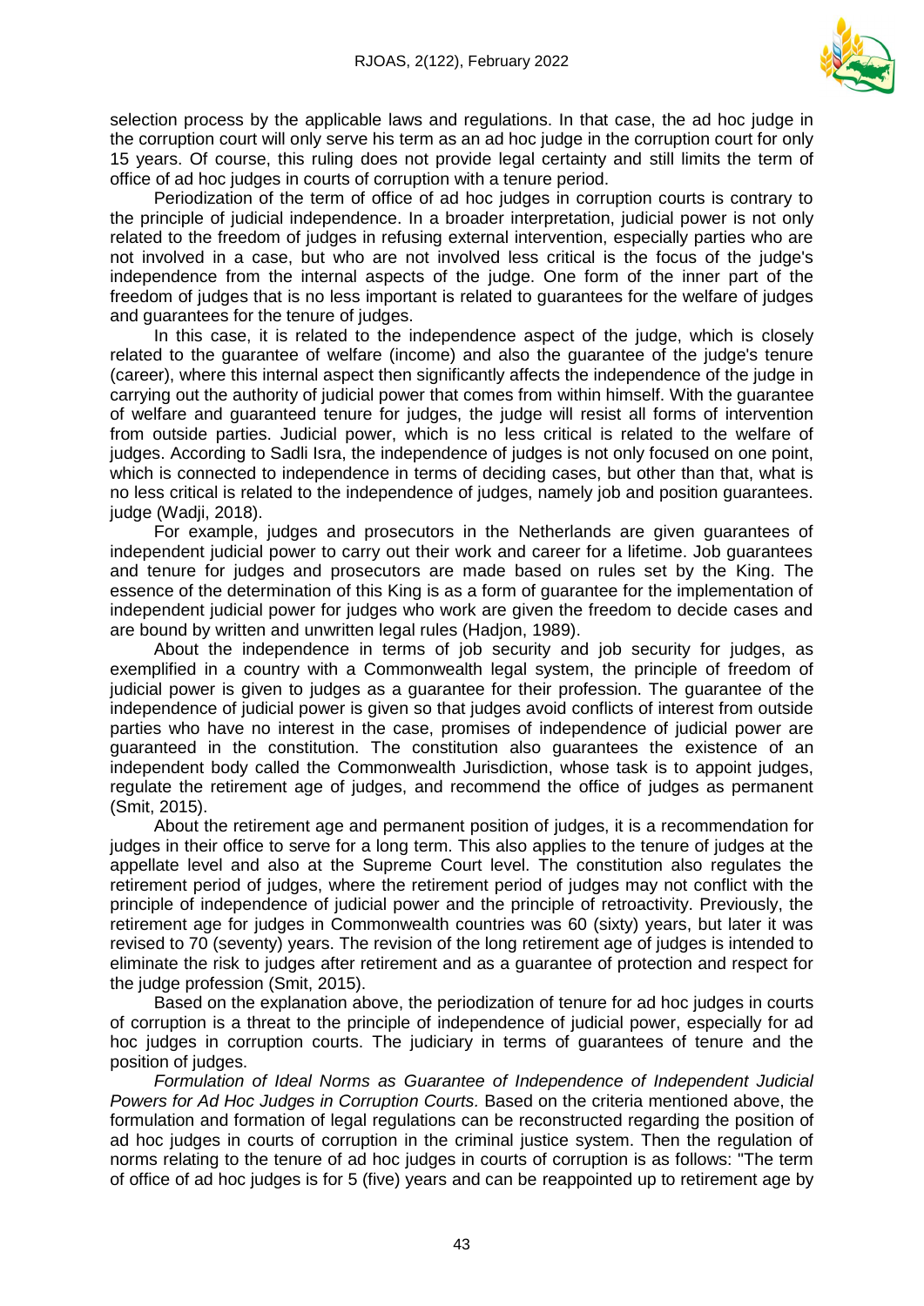selection process by the applicable laws and regulations. In that case, the ad hoc judge in the corruption court will only serve his term as an ad hoc judge in the corruption court for only 15 years. Of course, this ruling does not provide legal certainty and still limits the term of office of ad hoc judges in courts of corruption with a tenure period.

Periodization of the term of office of ad hoc judges in corruption courts is contrary to the principle of judicial independence. In a broader interpretation, judicial power is not only related to the freedom of judges in refusing external intervention, especially parties who are not involved in a case, but who are not involved less critical is the focus of the judge's independence from the internal aspects of the judge. One form of the inner part of the freedom of judges that is no less important is related to guarantees for the welfare of judges and guarantees for the tenure of judges.

In this case, it is related to the independence aspect of the judge, which is closely related to the guarantee of welfare (income) and also the guarantee of the judge's tenure (career), where this internal aspect then significantly affects the independence of the judge in carrying out the authority of judicial power that comes from within himself. With the guarantee of welfare and guaranteed tenure for judges, the judge will resist all forms of intervention from outside parties. Judicial power, which is no less critical is related to the welfare of judges. According to Sadli Isra, the independence of judges is not only focused on one point, which is connected to independence in terms of deciding cases, but other than that, what is no less critical is related to the independence of judges, namely job and position guarantees. judge (Wadji, 2018).

For example, judges and prosecutors in the Netherlands are given guarantees of independent judicial power to carry out their work and career for a lifetime. Job guarantees and tenure for judges and prosecutors are made based on rules set by the King. The essence of the determination of this King is as a form of guarantee for the implementation of independent judicial power for judges who work are given the freedom to decide cases and are bound by written and unwritten legal rules (Hadjon, 1989).

About the independence in terms of job security and job security for judges, as exemplified in a country with a Commonwealth legal system, the principle of freedom of judicial power is given to judges as a guarantee for their profession. The guarantee of the independence of judicial power is given so that judges avoid conflicts of interest from outside parties who have no interest in the case, promises of independence of judicial power are guaranteed in the constitution. The constitution also guarantees the existence of an independent body called the Commonwealth Jurisdiction, whose task is to appoint judges, regulate the retirement age of judges, and recommend the office of judges as permanent (Smit, 2015).

About the retirement age and permanent position of judges, it is a recommendation for judges in their office to serve for a long term. This also applies to the tenure of judges at the appellate level and also at the Supreme Court level. The constitution also regulates the retirement period of judges, where the retirement period of judges may not conflict with the principle of independence of judicial power and the principle of retroactivity. Previously, the retirement age for judges in Commonwealth countries was 60 (sixty) years, but later it was revised to 70 (seventy) years. The revision of the long retirement age of judges is intended to eliminate the risk to judges after retirement and as a guarantee of protection and respect for the judge profession (Smit, 2015).

Based on the explanation above, the periodization of tenure for ad hoc judges in courts of corruption is a threat to the principle of independence of judicial power, especially for ad hoc judges in corruption courts. The judiciary in terms of guarantees of tenure and the position of judges.

*Formulation of Ideal Norms as Guarantee of Independence of Independent Judicial Powers for Ad Hoc Judges in Corruption Courts.* Based on the criteria mentioned above, the formulation and formation of legal regulations can be reconstructed regarding the position of ad hoc judges in courts of corruption in the criminal justice system. Then the regulation of norms relating to the tenure of ad hoc judges in courts of corruption is as follows: "The term of office of ad hoc judges is for 5 (five) years and can be reappointed up to retirement age by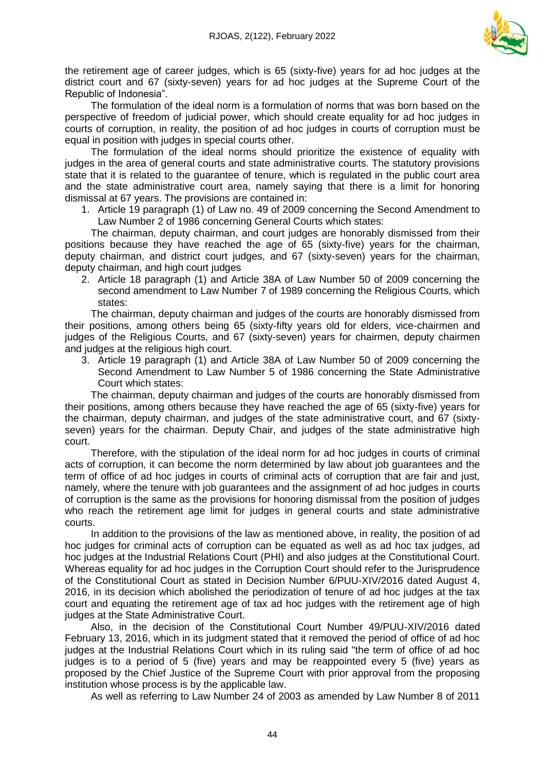the retirement age of career judges, which is 65 (sixty-five) years for ad hoc judges at the district court and 67 (sixty-seven) years for ad hoc judges at the Supreme Court of the Republic of Indonesia".

The formulation of the ideal norm is a formulation of norms that was born based on the perspective of freedom of judicial power, which should create equality for ad hoc judges in courts of corruption, in reality, the position of ad hoc judges in courts of corruption must be equal in position with judges in special courts other.

The formulation of the ideal norms should prioritize the existence of equality with judges in the area of general courts and state administrative courts. The statutory provisions state that it is related to the guarantee of tenure, which is regulated in the public court area and the state administrative court area, namely saying that there is a limit for honoring dismissal at 67 years. The provisions are contained in:

1. Article 19 paragraph (1) of Law no. 49 of 2009 concerning the Second Amendment to Law Number 2 of 1986 concerning General Courts which states:

The chairman, deputy chairman, and court judges are honorably dismissed from their positions because they have reached the age of 65 (sixty-five) years for the chairman, deputy chairman, and district court judges, and 67 (sixty-seven) years for the chairman, deputy chairman, and high court judges

2. Article 18 paragraph (1) and Article 38A of Law Number 50 of 2009 concerning the second amendment to Law Number 7 of 1989 concerning the Religious Courts, which states:

The chairman, deputy chairman and judges of the courts are honorably dismissed from their positions, among others being 65 (sixty-fifty years old for elders, vice-chairmen and judges of the Religious Courts, and 67 (sixty-seven) years for chairmen, deputy chairmen and judges at the religious high court.

3. Article 19 paragraph (1) and Article 38A of Law Number 50 of 2009 concerning the Second Amendment to Law Number 5 of 1986 concerning the State Administrative Court which states:

The chairman, deputy chairman and judges of the courts are honorably dismissed from their positions, among others because they have reached the age of 65 (sixty-five) years for the chairman, deputy chairman, and judges of the state administrative court, and 67 (sixty-seven) years for the chairman. Deputy Chair, and judges of the state administrative high court.

Therefore, with the stipulation of the ideal norm for ad hoc judges in courts of criminal acts of corruption, it can become the norm determined by law about job guarantees and the term of office of ad hoc judges in courts of criminal acts of corruption that are fair and just, namely, where the tenure with job guarantees and the assignment of ad hoc judges in courts of corruption is the same as the provisions for honoring dismissal from the position of judges who reach the retirement age limit for judges in general courts and state administrative courts.

In addition to the provisions of the law as mentioned above, in reality, the position of ad hoc judges for criminal acts of corruption can be equated as well as ad hoc tax judges, ad hoc judges at the Industrial Relations Court (PHI) and also judges at the Constitutional Court. Whereas equality for ad hoc judges in the Corruption Court should refer to the Jurisprudence of the Constitutional Court as stated in Decision Number 6/PUU-XIV/2016 dated August 4, 2016, in its decision which abolished the periodization of tenure of ad hoc judges at the tax court and equating the retirement age of tax ad hoc judges with the retirement age of high judges at the State Administrative Court.

Also, in the decision of the Constitutional Court Number 49/PUU-XIV/2016 dated February 13, 2016, which in its judgment stated that it removed the period of office of ad hoc judges at the Industrial Relations Court which in its ruling said "the term of office of ad hoc judges is to a period of 5 (five) years and may be reappointed every 5 (five) years as proposed by the Chief Justice of the Supreme Court with prior approval from the proposing institution whose process is by the applicable law.

As well as referring to Law Number 24 of 2003 as amended by Law Number 8 of 2011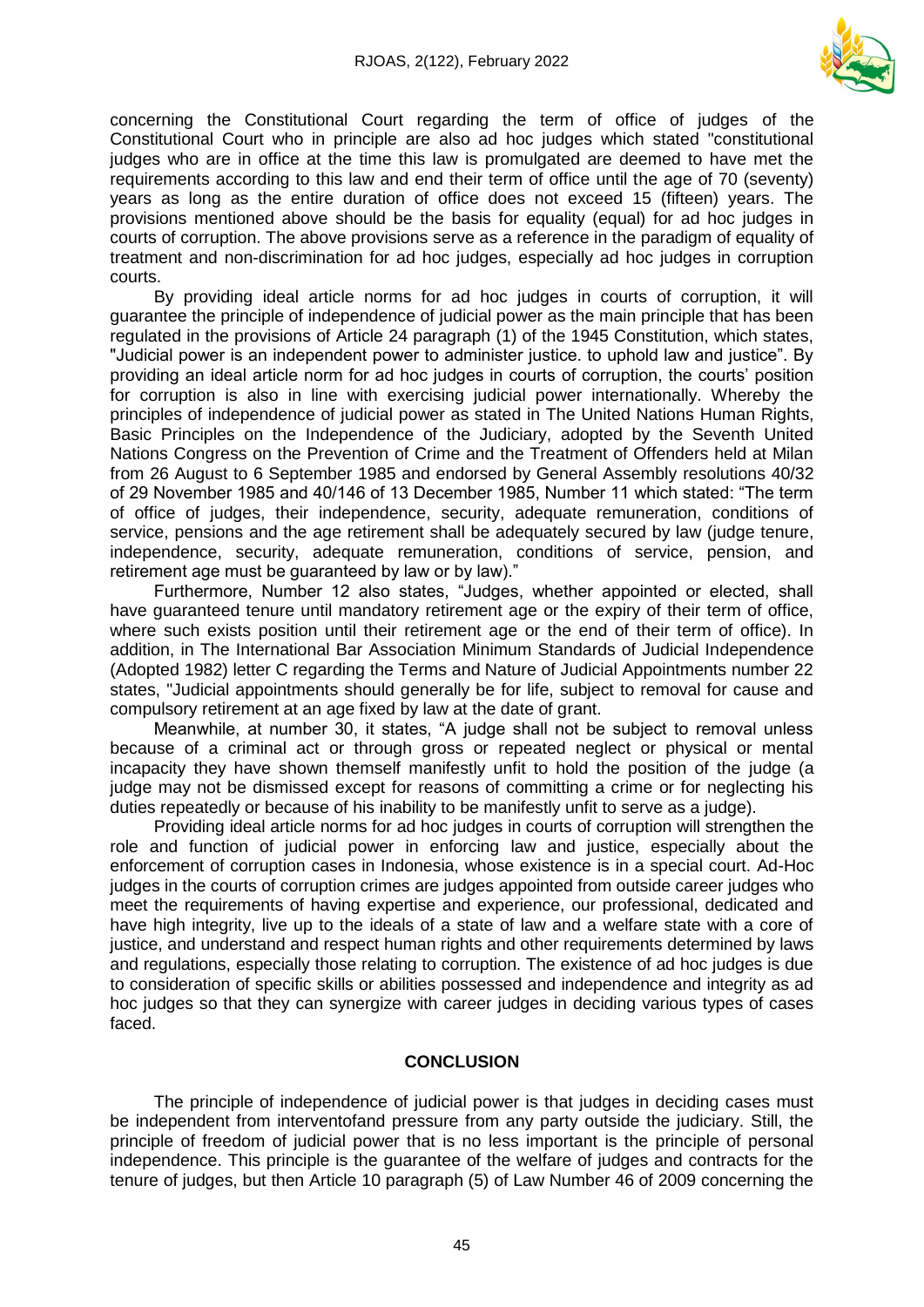concerning the Constitutional Court regarding the term of office of judges of the Constitutional Court who in principle are also ad hoc judges which stated "constitutional judges who are in office at the time this law is promulgated are deemed to have met the requirements according to this law and end their term of office until the age of 70 (seventy) years as long as the entire duration of office does not exceed 15 (fifteen) years. The provisions mentioned above should be the basis for equality (equal) for ad hoc judges in courts of corruption. The above provisions serve as a reference in the paradigm of equality of treatment and non-discrimination for ad hoc judges, especially ad hoc judges in corruption courts.

By providing ideal article norms for ad hoc judges in courts of corruption, it will guarantee the principle of independence of judicial power as the main principle that has been regulated in the provisions of Article 24 paragraph (1) of the 1945 Constitution, which states, "Judicial power is an independent power to administer justice. to uphold law and justice". By providing an ideal article norm for ad hoc judges in courts of corruption, the courts' position for corruption is also in line with exercising judicial power internationally. Whereby the principles of independence of judicial power as stated in The United Nations Human Rights, Basic Principles on the Independence of the Judiciary, adopted by the Seventh United Nations Congress on the Prevention of Crime and the Treatment of Offenders held at Milan from 26 August to 6 September 1985 and endorsed by General Assembly resolutions 40/32 of 29 November 1985 and 40/146 of 13 December 1985, Number 11 which stated: "The term of office of judges, their independence, security, adequate remuneration, conditions of service, pensions and the age retirement shall be adequately secured by law (judge tenure, independence, security, adequate remuneration, conditions of service, pension, and retirement age must be guaranteed by law or by law)."

Furthermore, Number 12 also states, "Judges, whether appointed or elected, shall have guaranteed tenure until mandatory retirement age or the expiry of their term of office, where such exists position until their retirement age or the end of their term of office). In addition, in The International Bar Association Minimum Standards of Judicial Independence (Adopted 1982) letter C regarding the Terms and Nature of Judicial Appointments number 22 states, "Judicial appointments should generally be for life, subject to removal for cause and compulsory retirement at an age fixed by law at the date of grant.

Meanwhile, at number 30, it states, "A judge shall not be subject to removal unless because of a criminal act or through gross or repeated neglect or physical or mental incapacity they have shown themself manifestly unfit to hold the position of the judge (a judge may not be dismissed except for reasons of committing a crime or for neglecting his duties repeatedly or because of his inability to be manifestly unfit to serve as a judge).

Providing ideal article norms for ad hoc judges in courts of corruption will strengthen the role and function of judicial power in enforcing law and justice, especially about the enforcement of corruption cases in Indonesia, whose existence is in a special court. Ad-Hoc judges in the courts of corruption crimes are judges appointed from outside career judges who meet the requirements of having expertise and experience, our professional, dedicated and have high integrity, live up to the ideals of a state of law and a welfare state with a core of justice, and understand and respect human rights and other requirements determined by laws and regulations, especially those relating to corruption. The existence of ad hoc judges is due to consideration of specific skills or abilities possessed and independence and integrity as ad hoc judges so that they can synergize with career judges in deciding various types of cases faced.

## CONCLUSION

The principle of independence of judicial power is that judges in deciding cases must be independent from interventofand pressure from any party outside the judiciary. Still, the principle of freedom of judicial power that is no less important is the principle of personal independence. This principle is the guarantee of the welfare of judges and contracts for the tenure of judges, but then Article 10 paragraph (5) of Law Number 46 of 2009 concerning the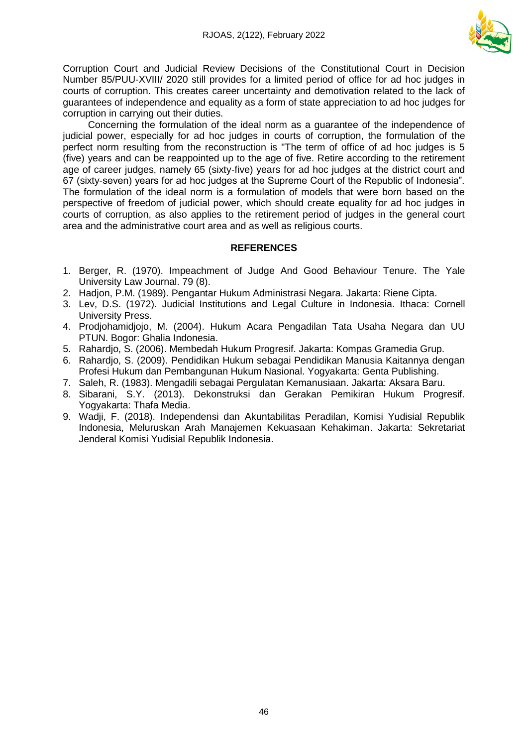Corruption Court and Judicial Review Decisions of the Constitutional Court in Decision Number 85/PUU-XVIII/ 2020 still provides for a limited period of office for ad hoc judges in courts of corruption. This creates career uncertainty and demotivation related to the lack of guarantees of independence and equality as a form of state appreciation to ad hoc judges for corruption in carrying out their duties.

Concerning the formulation of the ideal norm as a guarantee of the independence of judicial power, especially for ad hoc judges in courts of corruption, the formulation of the perfect norm resulting from the reconstruction is "The term of office of ad hoc judges is 5 (five) years and can be reappointed up to the age of five. Retire according to the retirement age of career judges, namely 65 (sixty-five) years for ad hoc judges at the district court and 67 (sixty-seven) years for ad hoc judges at the Supreme Court of the Republic of Indonesia". The formulation of the ideal norm is a formulation of models that were born based on the perspective of freedom of judicial power, which should create equality for ad hoc judges in courts of corruption, as also applies to the retirement period of judges in the general court area and the administrative court area and as well as religious courts.

## REFERENCES

1. Berger, R. (1970). Impeachment of Judge And Good Behaviour Tenure. The Yale University Law Journal. 79 (8).
2. Hadjon, P.M. (1989). Pengantar Hukum Administrasi Negara. Jakarta: Riene Cipta.
3. Lev, D.S. (1972). Judicial Institutions and Legal Culture in Indonesia. Ithaca: Cornell University Press.
4. Prodjohamidjojo, M. (2004). Hukum Acara Pengadilan Tata Usaha Negara dan UU PTUN. Bogor: Ghalia Indonesia.
5. Rahardjo, S. (2006). Membedah Hukum Progresif. Jakarta: Kompas Gramedia Grup.
6. Rahardjo, S. (2009). Pendidikan Hukum sebagai Pendidikan Manusia Kaitannya dengan Profesi Hukum dan Pembangunan Hukum Nasional. Yogyakarta: Genta Publishing.
7. Saleh, R. (1983). Mengadili sebagai Pergulatan Kemanusiaan. Jakarta: Aksara Baru.
8. Sibarani, S.Y. (2013). Dekonstruksi dan Gerakan Pemikiran Hukum Progresif. Yogyakarta: Thafa Media.
9. Wadji, F. (2018). Independensi dan Akuntabilitas Peradilan, Komisi Yudisial Republik Indonesia, Meluruskan Arah Manajemen Kekuasaan Kehakiman. Jakarta: Sekretariat Jenderal Komisi Yudisial Republik Indonesia.